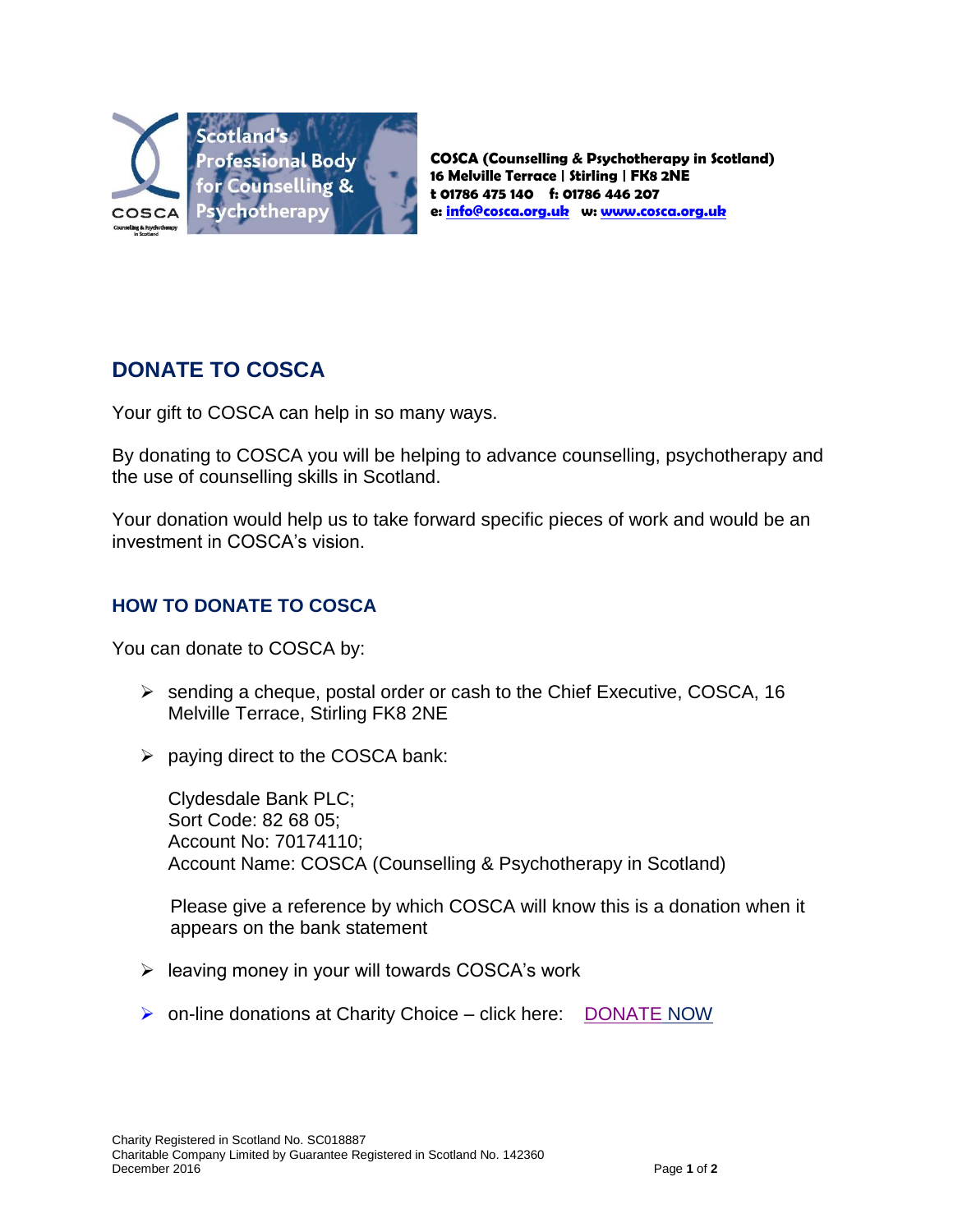Scotland's Professional Body for Counselling & Psychotherapy

**COSCA (Counselling & Psychotherapy in Scotland)**
**16 Melville Terrace | Stirling | FK8 2NE**
**t 01786 475 140 f: 01786 446 207**
**e: info@cosca.org.uk w: www.cosca.org.uk**

## DONATE TO COSCA

Your gift to COSCA can help in so many ways.

By donating to COSCA you will be helping to advance counselling, psychotherapy and the use of counselling skills in Scotland.

Your donation would help us to take forward specific pieces of work and would be an investment in COSCA's vision.

### HOW TO DONATE TO COSCA

You can donate to COSCA by:

- sending a cheque, postal order or cash to the Chief Executive, COSCA, 16 Melville Terrace, Stirling FK8 2NE
- paying direct to the COSCA bank:

  Clydesdale Bank PLC;
  Sort Code: 82 68 05;
  Account No: 70174110;
  Account Name: COSCA (Counselling & Psychotherapy in Scotland)

  Please give a reference by which COSCA will know this is a donation when it appears on the bank statement

- leaving money in your will towards COSCA's work
- on-line donations at Charity Choice – click here: DONATE NOW

Charity Registered in Scotland No. SC018887
Charitable Company Limited by Guarantee Registered in Scotland No. 142360
December 2016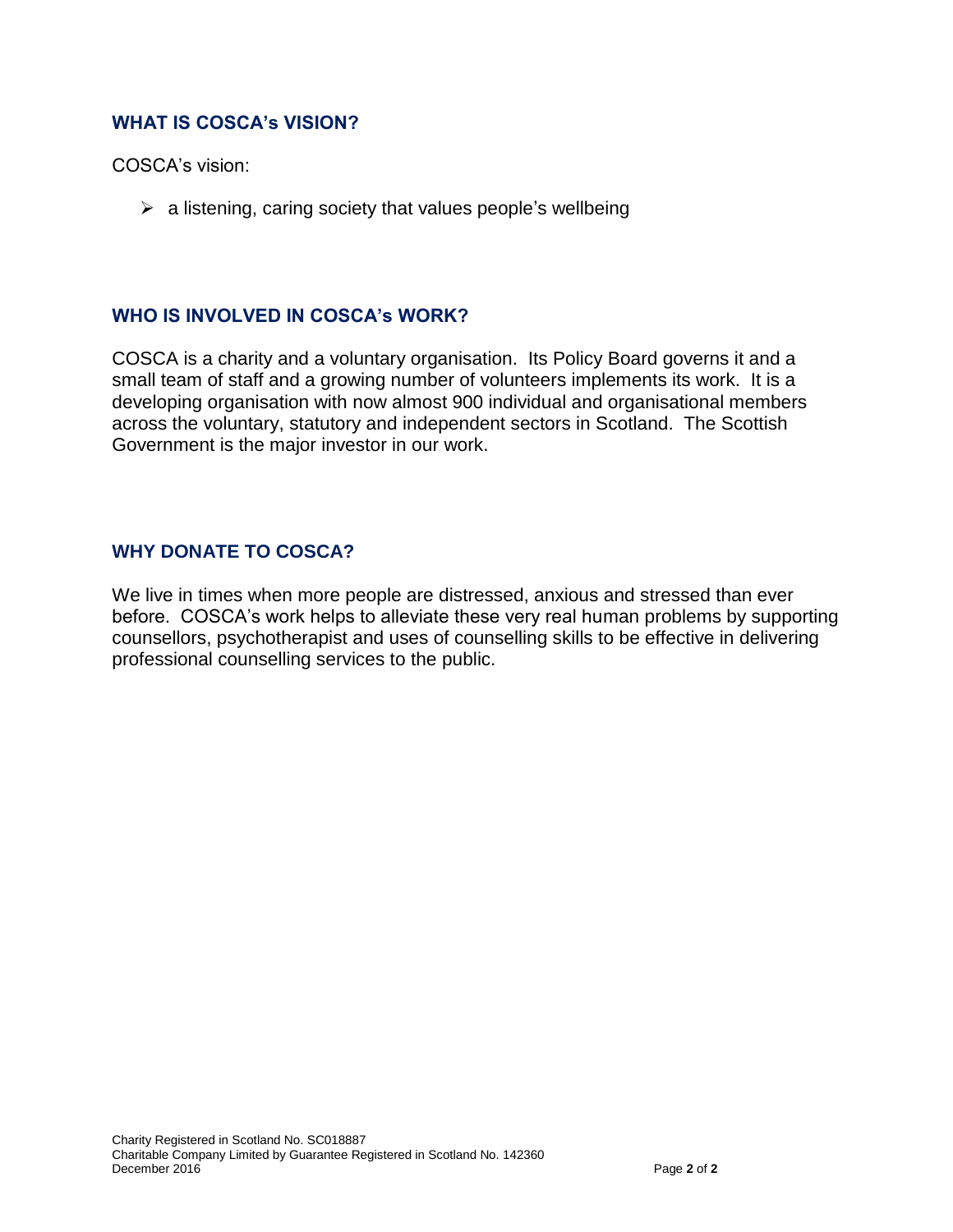## WHAT IS COSCA's VISION?

COSCA's vision:

- a listening, caring society that values people's wellbeing

## WHO IS INVOLVED IN COSCA's WORK?

COSCA is a charity and a voluntary organisation. Its Policy Board governs it and a small team of staff and a growing number of volunteers implements its work. It is a developing organisation with now almost 900 individual and organisational members across the voluntary, statutory and independent sectors in Scotland. The Scottish Government is the major investor in our work.

## WHY DONATE TO COSCA?

We live in times when more people are distressed, anxious and stressed than ever before. COSCA's work helps to alleviate these very real human problems by supporting counsellors, psychotherapist and uses of counselling skills to be effective in delivering professional counselling services to the public.

Charity Registered in Scotland No. SC018887
Charitable Company Limited by Guarantee Registered in Scotland No. 142360
December 2016